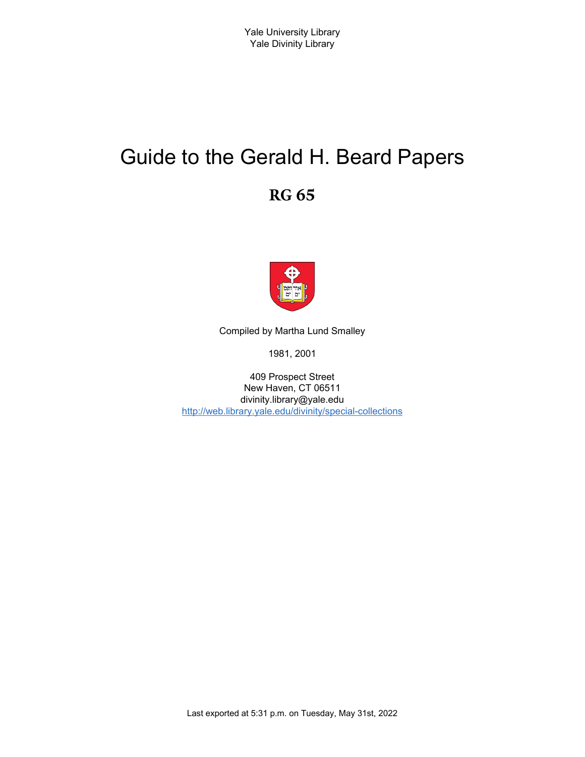Yale University Library
Yale Divinity Library

# Guide to the Gerald H. Beard Papers

## RG 65

Compiled by Martha Lund Smalley

1981, 2001

409 Prospect Street
New Haven, CT 06511
divinity.library@yale.edu
http://web.library.yale.edu/divinity/special-collections

Last exported at 5:31 p.m. on Tuesday, May 31st, 2022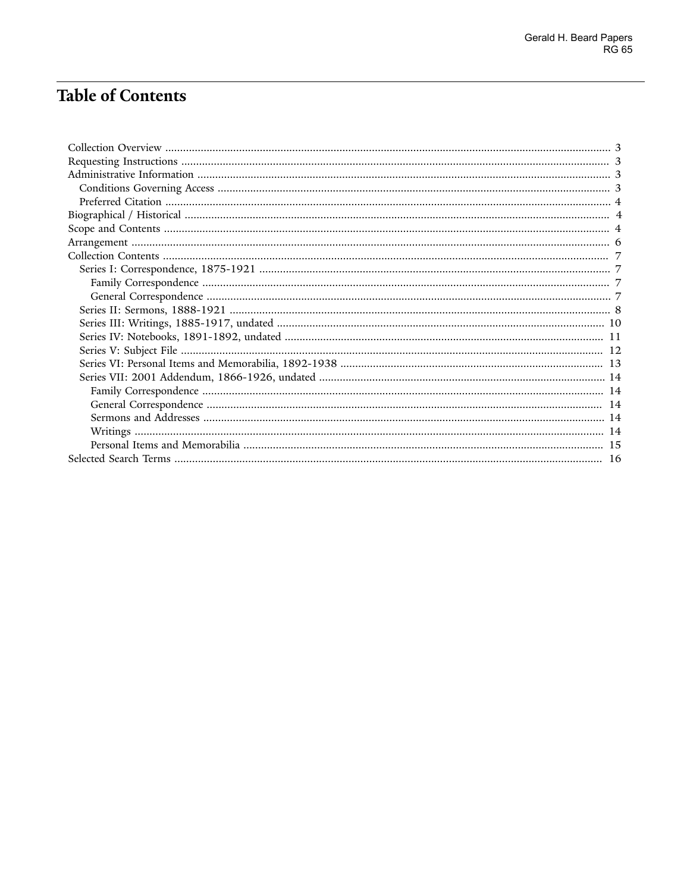# Table of Contents

- Collection Overview ..... 3
- Requesting Instructions ..... 3
- Administrative Information ..... 3
  - Conditions Governing Access ..... 3
  - Preferred Citation ..... 4
- Biographical / Historical ..... 4
- Scope and Contents ..... 4
- Arrangement ..... 6
- Collection Contents ..... 7
  - Series I: Correspondence, 1875-1921 ..... 7
    - Family Correspondence ..... 7
    - General Correspondence ..... 7
  - Series II: Sermons, 1888-1921 ..... 8
  - Series III: Writings, 1885-1917, undated ..... 10
  - Series IV: Notebooks, 1891-1892, undated ..... 11
  - Series V: Subject File ..... 12
  - Series VI: Personal Items and Memorabilia, 1892-1938 ..... 13
  - Series VII: 2001 Addendum, 1866-1926, undated ..... 14
    - Family Correspondence ..... 14
    - General Correspondence ..... 14
    - Sermons and Addresses ..... 14
    - Writings ..... 14
    - Personal Items and Memorabilia ..... 15
- Selected Search Terms ..... 16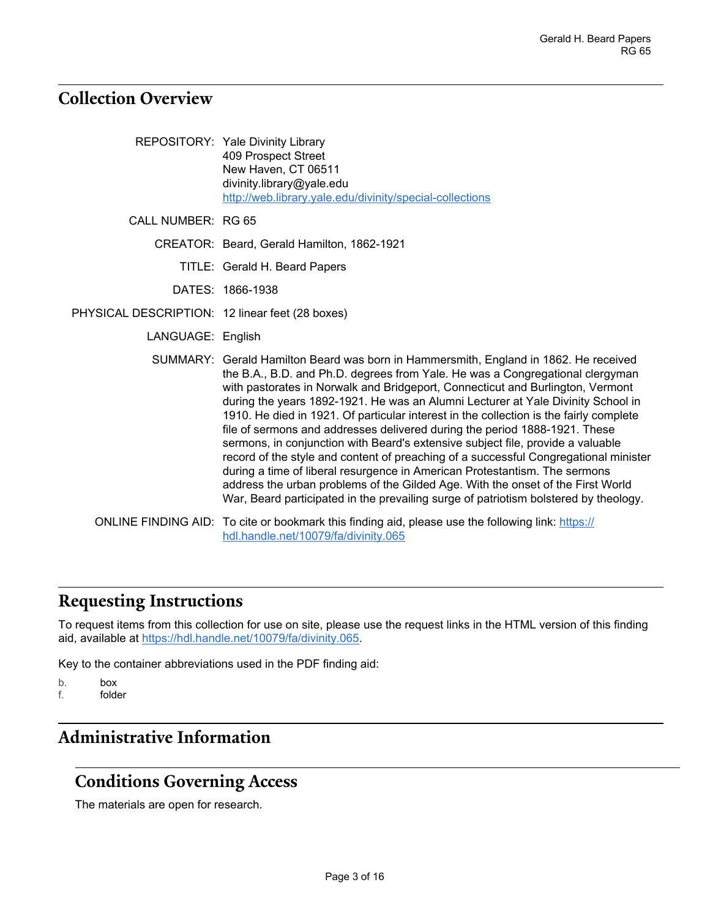## Collection Overview

REPOSITORY: Yale Divinity Library
409 Prospect Street
New Haven, CT 06511
divinity.library@yale.edu
http://web.library.yale.edu/divinity/special-collections

CALL NUMBER: RG 65

CREATOR: Beard, Gerald Hamilton, 1862-1921

TITLE: Gerald H. Beard Papers

DATES: 1866-1938

PHYSICAL DESCRIPTION: 12 linear feet (28 boxes)

LANGUAGE: English

SUMMARY: Gerald Hamilton Beard was born in Hammersmith, England in 1862. He received the B.A., B.D. and Ph.D. degrees from Yale. He was a Congregational clergyman with pastorates in Norwalk and Bridgeport, Connecticut and Burlington, Vermont during the years 1892-1921. He was an Alumni Lecturer at Yale Divinity School in 1910. He died in 1921. Of particular interest in the collection is the fairly complete file of sermons and addresses delivered during the period 1888-1921. These sermons, in conjunction with Beard's extensive subject file, provide a valuable record of the style and content of preaching of a successful Congregational minister during a time of liberal resurgence in American Protestantism. The sermons address the urban problems of the Gilded Age. With the onset of the First World War, Beard participated in the prevailing surge of patriotism bolstered by theology.

ONLINE FINDING AID: To cite or bookmark this finding aid, please use the following link: https://hdl.handle.net/10079/fa/divinity.065

## Requesting Instructions

To request items from this collection for use on site, please use the request links in the HTML version of this finding aid, available at https://hdl.handle.net/10079/fa/divinity.065.

Key to the container abbreviations used in the PDF finding aid:

b. box
f. folder

## Administrative Information

### Conditions Governing Access

The materials are open for research.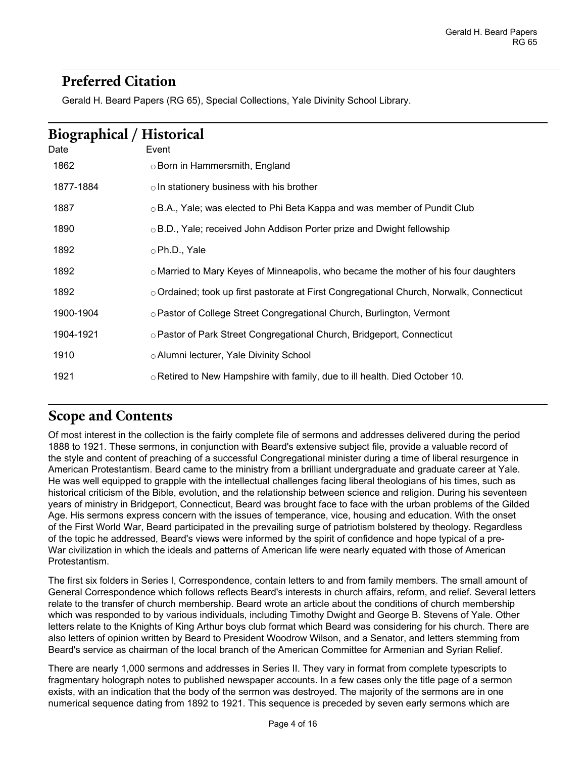## Preferred Citation

Gerald H. Beard Papers (RG 65), Special Collections, Yale Divinity School Library.

## Biographical / Historical

| Date | Event |
| --- | --- |
| 1862 | Born in Hammersmith, England |
| 1877-1884 | In stationery business with his brother |
| 1887 | B.A., Yale; was elected to Phi Beta Kappa and was member of Pundit Club |
| 1890 | B.D., Yale; received John Addison Porter prize and Dwight fellowship |
| 1892 | Ph.D., Yale |
| 1892 | Married to Mary Keyes of Minneapolis, who became the mother of his four daughters |
| 1892 | Ordained; took up first pastorate at First Congregational Church, Norwalk, Connecticut |
| 1900-1904 | Pastor of College Street Congregational Church, Burlington, Vermont |
| 1904-1921 | Pastor of Park Street Congregational Church, Bridgeport, Connecticut |
| 1910 | Alumni lecturer, Yale Divinity School |
| 1921 | Retired to New Hampshire with family, due to ill health. Died October 10. |

## Scope and Contents

Of most interest in the collection is the fairly complete file of sermons and addresses delivered during the period 1888 to 1921. These sermons, in conjunction with Beard's extensive subject file, provide a valuable record of the style and content of preaching of a successful Congregational minister during a time of liberal resurgence in American Protestantism. Beard came to the ministry from a brilliant undergraduate and graduate career at Yale. He was well equipped to grapple with the intellectual challenges facing liberal theologians of his times, such as historical criticism of the Bible, evolution, and the relationship between science and religion. During his seventeen years of ministry in Bridgeport, Connecticut, Beard was brought face to face with the urban problems of the Gilded Age. His sermons express concern with the issues of temperance, vice, housing and education. With the onset of the First World War, Beard participated in the prevailing surge of patriotism bolstered by theology. Regardless of the topic he addressed, Beard's views were informed by the spirit of confidence and hope typical of a pre-War civilization in which the ideals and patterns of American life were nearly equated with those of American Protestantism.

The first six folders in Series I, Correspondence, contain letters to and from family members. The small amount of General Correspondence which follows reflects Beard's interests in church affairs, reform, and relief. Several letters relate to the transfer of church membership. Beard wrote an article about the conditions of church membership which was responded to by various individuals, including Timothy Dwight and George B. Stevens of Yale. Other letters relate to the Knights of King Arthur boys club format which Beard was considering for his church. There are also letters of opinion written by Beard to President Woodrow Wilson, and a Senator, and letters stemming from Beard's service as chairman of the local branch of the American Committee for Armenian and Syrian Relief.

There are nearly 1,000 sermons and addresses in Series II. They vary in format from complete typescripts to fragmentary holograph notes to published newspaper accounts. In a few cases only the title page of a sermon exists, with an indication that the body of the sermon was destroyed. The majority of the sermons are in one numerical sequence dating from 1892 to 1921. This sequence is preceded by seven early sermons which are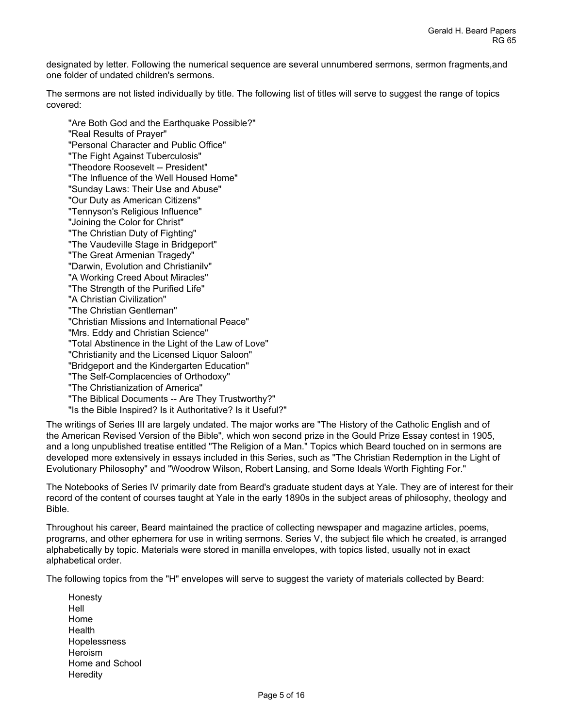designated by letter. Following the numerical sequence are several unnumbered sermons, sermon fragments,and one folder of undated children's sermons.

The sermons are not listed individually by title. The following list of titles will serve to suggest the range of topics covered:

"Are Both God and the Earthquake Possible?"
"Real Results of Prayer"
"Personal Character and Public Office"
"The Fight Against Tuberculosis"
"Theodore Roosevelt -- President"
"The Influence of the Well Housed Home"
"Sunday Laws: Their Use and Abuse"
"Our Duty as American Citizens"
"Tennyson's Religious Influence"
"Joining the Color for Christ"
"The Christian Duty of Fighting"
"The Vaudeville Stage in Bridgeport"
"The Great Armenian Tragedy"
"Darwin, Evolution and Christianilv"
"A Working Creed About Miracles"
"The Strength of the Purified Life"
"A Christian Civilization"
"The Christian Gentleman"
"Christian Missions and International Peace"
"Mrs. Eddy and Christian Science"
"Total Abstinence in the Light of the Law of Love"
"Christianity and the Licensed Liquor Saloon"
"Bridgeport and the Kindergarten Education"
"The Self-Complacencies of Orthodoxy"
"The Christianization of America"
"The Biblical Documents -- Are They Trustworthy?"
"Is the Bible Inspired? Is it Authoritative? Is it Useful?"

The writings of Series III are largely undated. The major works are "The History of the Catholic English and of the American Revised Version of the Bible", which won second prize in the Gould Prize Essay contest in 1905, and a long unpublished treatise entitled "The Religion of a Man." Topics which Beard touched on in sermons are developed more extensively in essays included in this Series, such as "The Christian Redemption in the Light of Evolutionary Philosophy" and "Woodrow Wilson, Robert Lansing, and Some Ideals Worth Fighting For."

The Notebooks of Series IV primarily date from Beard's graduate student days at Yale. They are of interest for their record of the content of courses taught at Yale in the early 1890s in the subject areas of philosophy, theology and Bible.

Throughout his career, Beard maintained the practice of collecting newspaper and magazine articles, poems, programs, and other ephemera for use in writing sermons. Series V, the subject file which he created, is arranged alphabetically by topic. Materials were stored in manilla envelopes, with topics listed, usually not in exact alphabetical order.

The following topics from the "H" envelopes will serve to suggest the variety of materials collected by Beard:

Honesty
Hell
Home
Health
Hopelessness
Heroism
Home and School
Heredity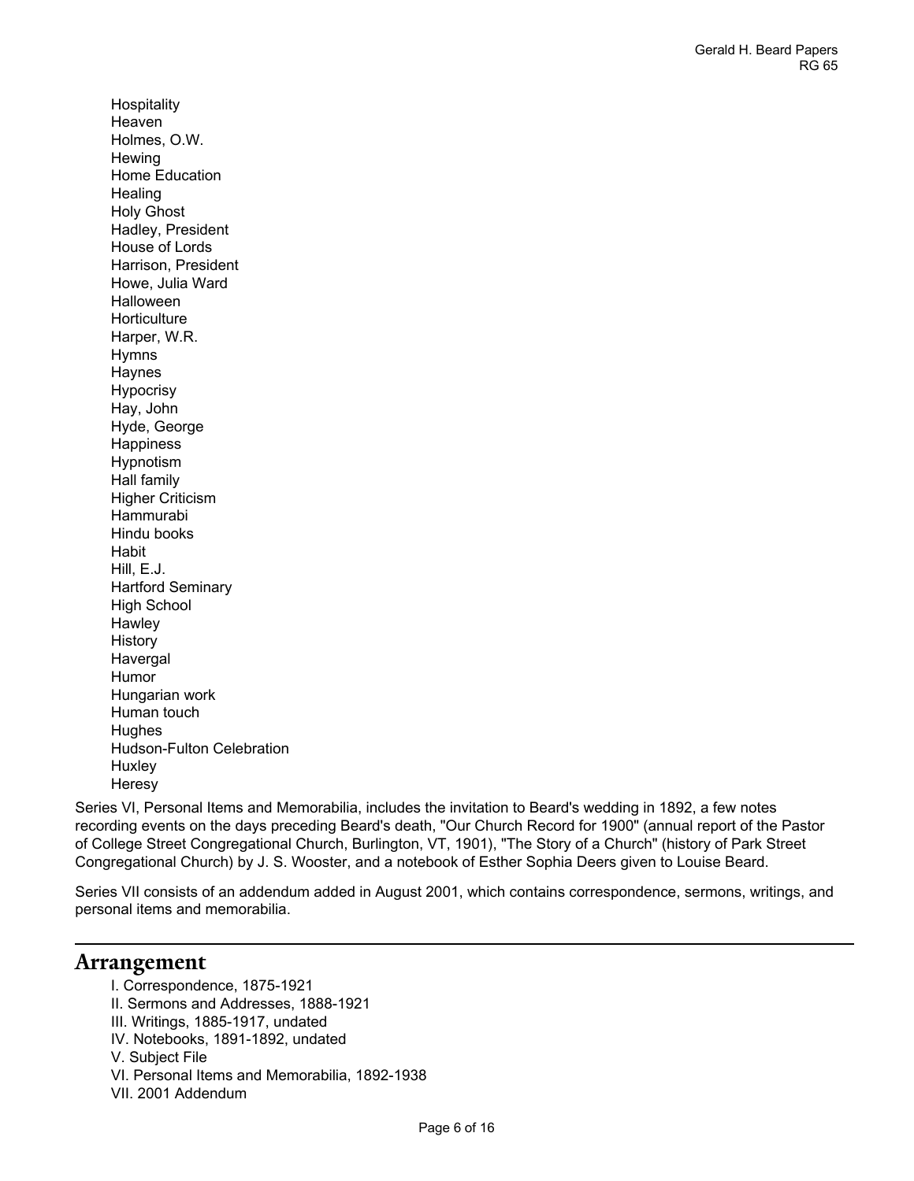Hospitality
Heaven
Holmes, O.W.
Hewing
Home Education
Healing
Holy Ghost
Hadley, President
House of Lords
Harrison, President
Howe, Julia Ward
Halloween
Horticulture
Harper, W.R.
Hymns
Haynes
Hypocrisy
Hay, John
Hyde, George
Happiness
Hypnotism
Hall family
Higher Criticism
Hammurabi
Hindu books
Habit
Hill, E.J.
Hartford Seminary
High School
Hawley
History
Havergal
Humor
Hungarian work
Human touch
Hughes
Hudson-Fulton Celebration
Huxley
Heresy

Series VI, Personal Items and Memorabilia, includes the invitation to Beard's wedding in 1892, a few notes recording events on the days preceding Beard's death, "Our Church Record for 1900" (annual report of the Pastor of College Street Congregational Church, Burlington, VT, 1901), "The Story of a Church" (history of Park Street Congregational Church) by J. S. Wooster, and a notebook of Esther Sophia Deers given to Louise Beard.

Series VII consists of an addendum added in August 2001, which contains correspondence, sermons, writings, and personal items and memorabilia.

## Arrangement

I. Correspondence, 1875-1921
II. Sermons and Addresses, 1888-1921
III. Writings, 1885-1917, undated
IV. Notebooks, 1891-1892, undated
V. Subject File
VI. Personal Items and Memorabilia, 1892-1938
VII. 2001 Addendum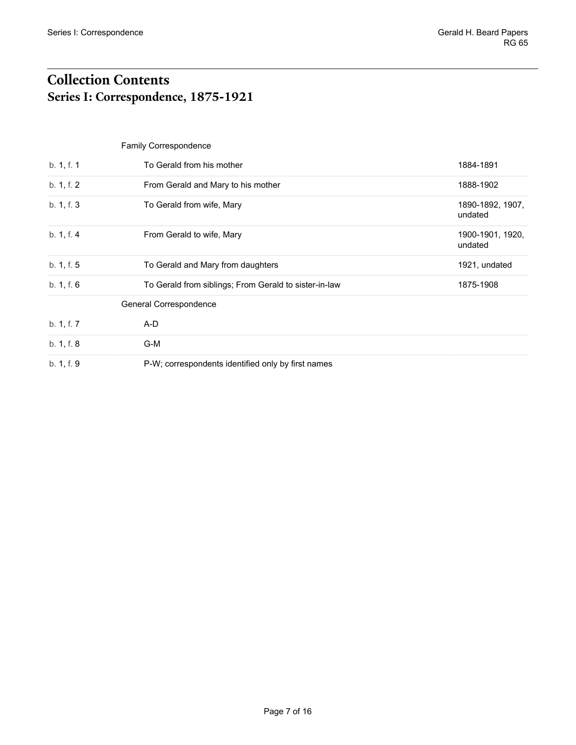# Collection Contents

## Series I: Correspondence, 1875-1921

| | | |
|---|---|---|
| | Family Correspondence | |
| b. 1, f. 1 | To Gerald from his mother | 1884-1891 |
| b. 1, f. 2 | From Gerald and Mary to his mother | 1888-1902 |
| b. 1, f. 3 | To Gerald from wife, Mary | 1890-1892, 1907, undated |
| b. 1, f. 4 | From Gerald to wife, Mary | 1900-1901, 1920, undated |
| b. 1, f. 5 | To Gerald and Mary from daughters | 1921, undated |
| b. 1, f. 6 | To Gerald from siblings; From Gerald to sister-in-law | 1875-1908 |
| | General Correspondence | |
| b. 1, f. 7 | A-D | |
| b. 1, f. 8 | G-M | |
| b. 1, f. 9 | P-W; correspondents identified only by first names | |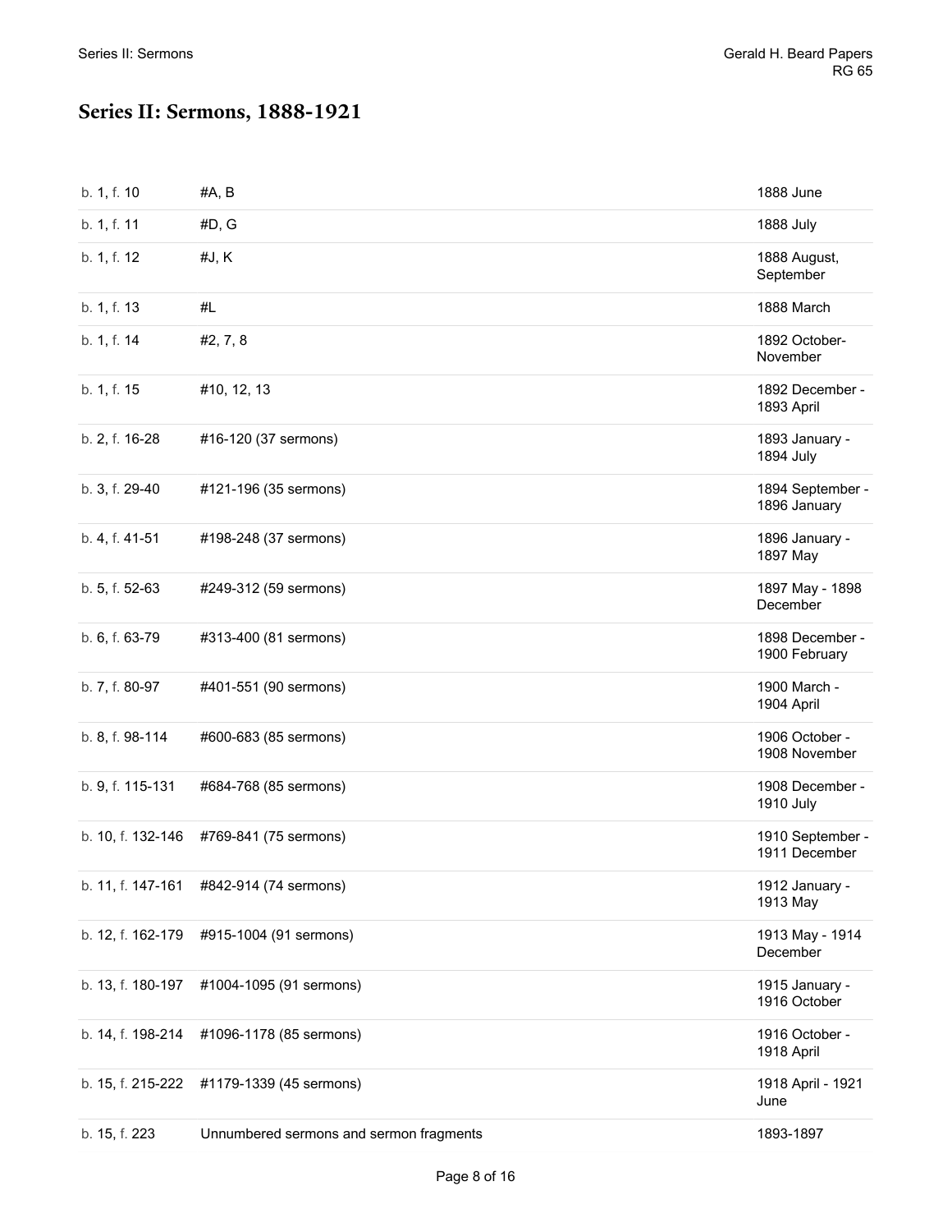## Series II: Sermons, 1888-1921

| | | |
|---|---|---|
| b. 1, f. 10 | #A, B | 1888 June |
| b. 1, f. 11 | #D, G | 1888 July |
| b. 1, f. 12 | #J, K | 1888 August, September |
| b. 1, f. 13 | #L | 1888 March |
| b. 1, f. 14 | #2, 7, 8 | 1892 October-November |
| b. 1, f. 15 | #10, 12, 13 | 1892 December - 1893 April |
| b. 2, f. 16-28 | #16-120 (37 sermons) | 1893 January - 1894 July |
| b. 3, f. 29-40 | #121-196 (35 sermons) | 1894 September - 1896 January |
| b. 4, f. 41-51 | #198-248 (37 sermons) | 1896 January - 1897 May |
| b. 5, f. 52-63 | #249-312 (59 sermons) | 1897 May - 1898 December |
| b. 6, f. 63-79 | #313-400 (81 sermons) | 1898 December - 1900 February |
| b. 7, f. 80-97 | #401-551 (90 sermons) | 1900 March - 1904 April |
| b. 8, f. 98-114 | #600-683 (85 sermons) | 1906 October - 1908 November |
| b. 9, f. 115-131 | #684-768 (85 sermons) | 1908 December - 1910 July |
| b. 10, f. 132-146 | #769-841 (75 sermons) | 1910 September - 1911 December |
| b. 11, f. 147-161 | #842-914 (74 sermons) | 1912 January - 1913 May |
| b. 12, f. 162-179 | #915-1004 (91 sermons) | 1913 May - 1914 December |
| b. 13, f. 180-197 | #1004-1095 (91 sermons) | 1915 January - 1916 October |
| b. 14, f. 198-214 | #1096-1178 (85 sermons) | 1916 October - 1918 April |
| b. 15, f. 215-222 | #1179-1339 (45 sermons) | 1918 April - 1921 June |
| b. 15, f. 223 | Unnumbered sermons and sermon fragments | 1893-1897 |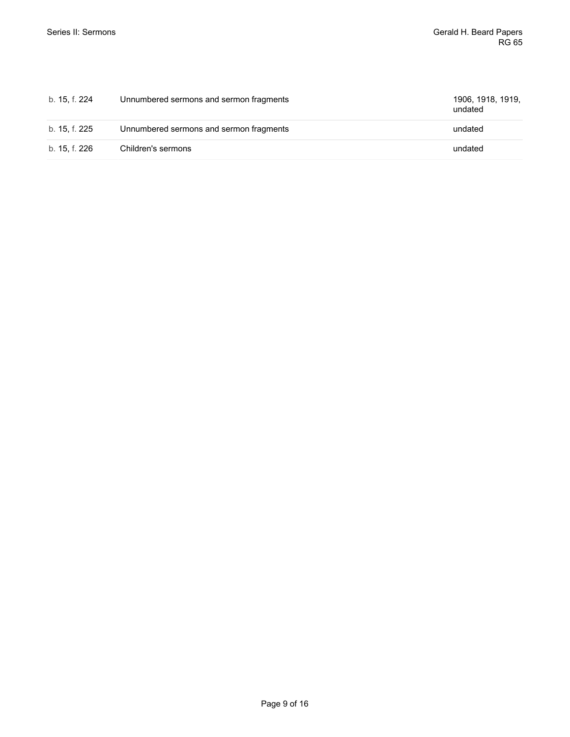| | | |
|---|---|---|
| b. 15, f. 224 | Unnumbered sermons and sermon fragments | 1906, 1918, 1919, undated |
| b. 15, f. 225 | Unnumbered sermons and sermon fragments | undated |
| b. 15, f. 226 | Children's sermons | undated |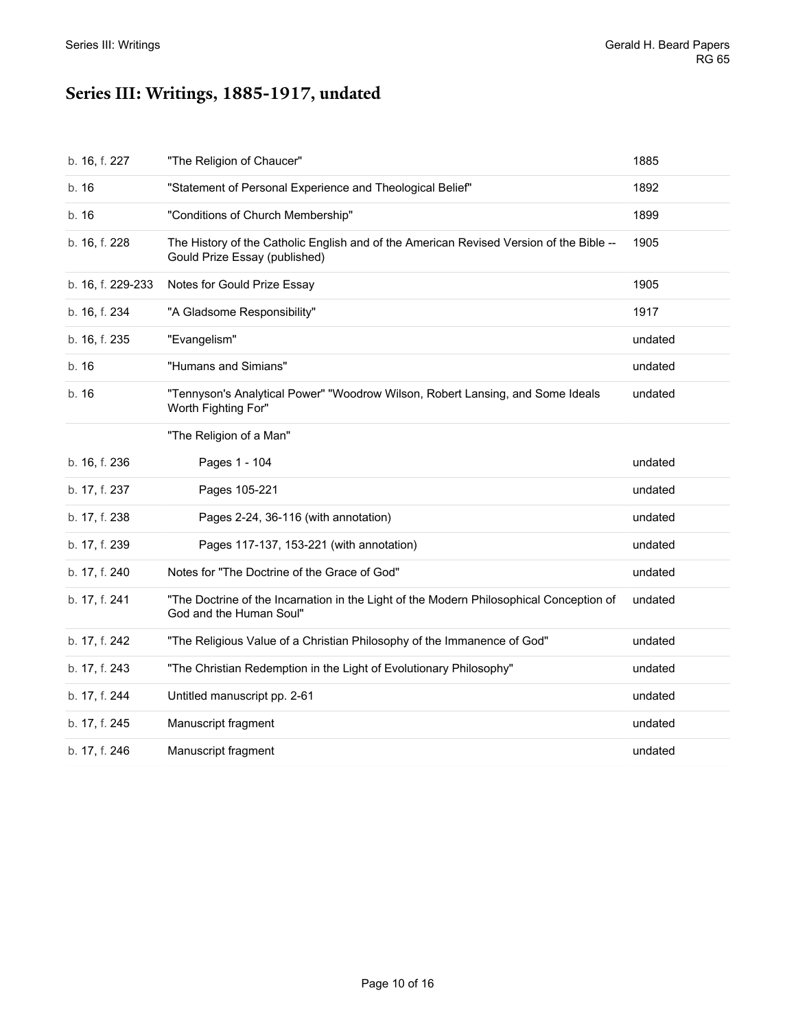# Series III: Writings, 1885-1917, undated

| | | |
|---|---|---|
| b. 16, f. 227 | "The Religion of Chaucer" | 1885 |
| b. 16 | "Statement of Personal Experience and Theological Belief" | 1892 |
| b. 16 | "Conditions of Church Membership" | 1899 |
| b. 16, f. 228 | The History of the Catholic English and of the American Revised Version of the Bible -- Gould Prize Essay (published) | 1905 |
| b. 16, f. 229-233 | Notes for Gould Prize Essay | 1905 |
| b. 16, f. 234 | "A Gladsome Responsibility" | 1917 |
| b. 16, f. 235 | "Evangelism" | undated |
| b. 16 | "Humans and Simians" | undated |
| b. 16 | "Tennyson's Analytical Power" "Woodrow Wilson, Robert Lansing, and Some Ideals Worth Fighting For" | undated |
| | "The Religion of a Man" | |
| b. 16, f. 236 | Pages 1 - 104 | undated |
| b. 17, f. 237 | Pages 105-221 | undated |
| b. 17, f. 238 | Pages 2-24, 36-116 (with annotation) | undated |
| b. 17, f. 239 | Pages 117-137, 153-221 (with annotation) | undated |
| b. 17, f. 240 | Notes for "The Doctrine of the Grace of God" | undated |
| b. 17, f. 241 | "The Doctrine of the Incarnation in the Light of the Modern Philosophical Conception of God and the Human Soul" | undated |
| b. 17, f. 242 | "The Religious Value of a Christian Philosophy of the Immanence of God" | undated |
| b. 17, f. 243 | "The Christian Redemption in the Light of Evolutionary Philosophy" | undated |
| b. 17, f. 244 | Untitled manuscript pp. 2-61 | undated |
| b. 17, f. 245 | Manuscript fragment | undated |
| b. 17, f. 246 | Manuscript fragment | undated |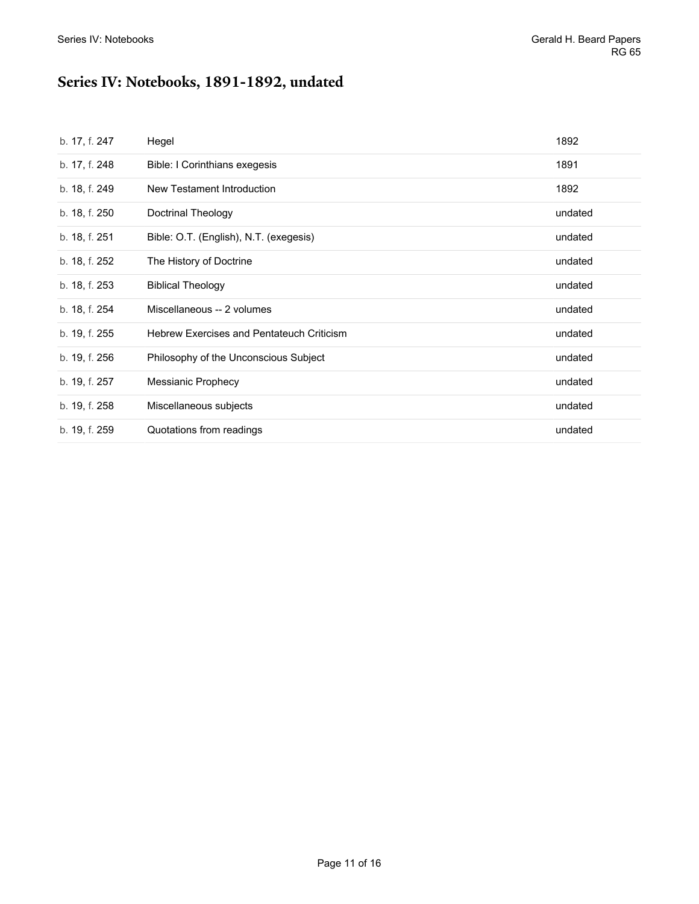## Series IV: Notebooks, 1891-1892, undated

| | | |
|---|---|---|
| b. 17, f. 247 | Hegel | 1892 |
| b. 17, f. 248 | Bible: I Corinthians exegesis | 1891 |
| b. 18, f. 249 | New Testament Introduction | 1892 |
| b. 18, f. 250 | Doctrinal Theology | undated |
| b. 18, f. 251 | Bible: O.T. (English), N.T. (exegesis) | undated |
| b. 18, f. 252 | The History of Doctrine | undated |
| b. 18, f. 253 | Biblical Theology | undated |
| b. 18, f. 254 | Miscellaneous -- 2 volumes | undated |
| b. 19, f. 255 | Hebrew Exercises and Pentateuch Criticism | undated |
| b. 19, f. 256 | Philosophy of the Unconscious Subject | undated |
| b. 19, f. 257 | Messianic Prophecy | undated |
| b. 19, f. 258 | Miscellaneous subjects | undated |
| b. 19, f. 259 | Quotations from readings | undated |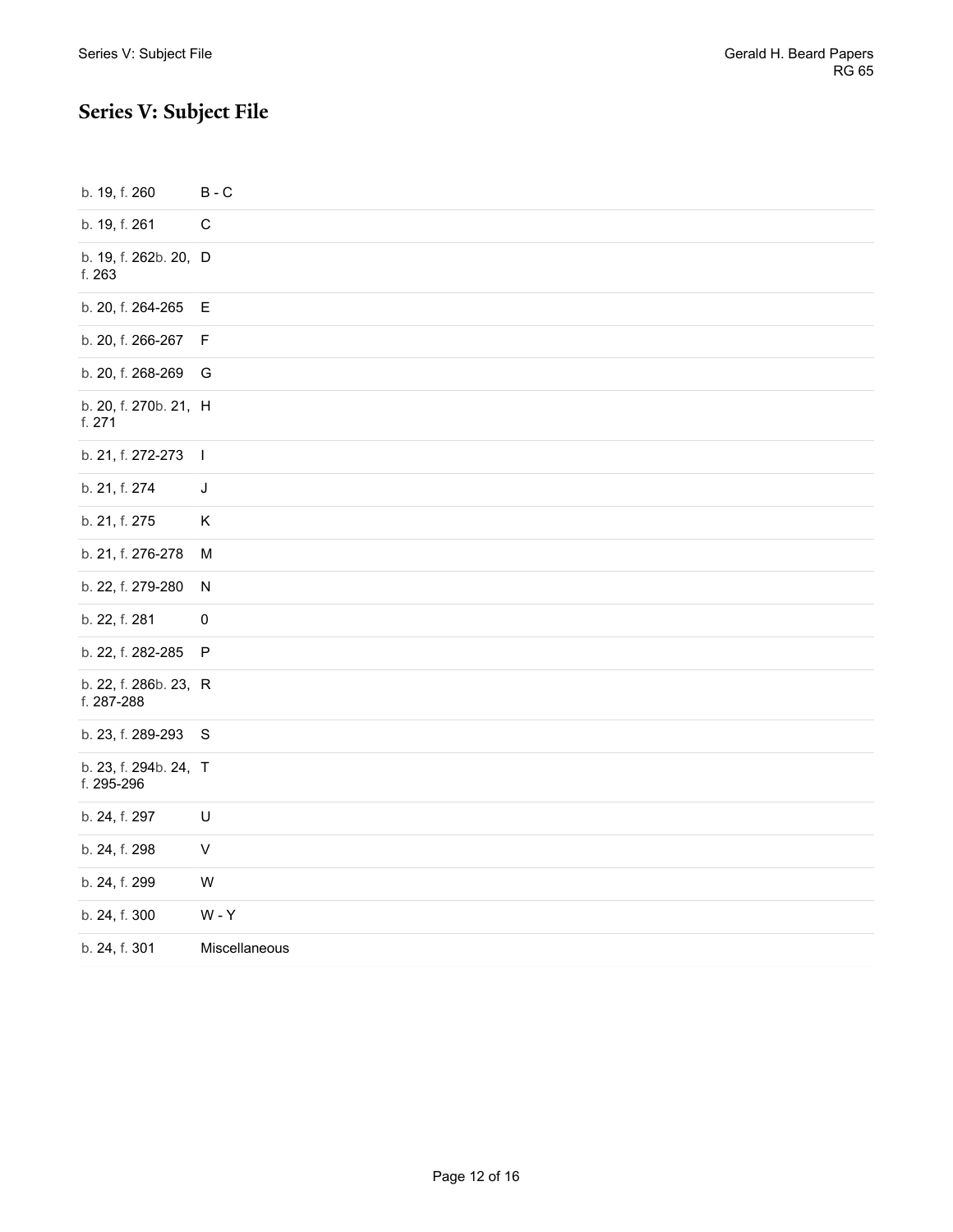## Series V: Subject File

| | |
|---|---|
| b. 19, f. 260 | B - C |
| b. 19, f. 261 | C |
| b. 19, f. 262b. 20, f. 263 | D |
| b. 20, f. 264-265 | E |
| b. 20, f. 266-267 | F |
| b. 20, f. 268-269 | G |
| b. 20, f. 270b. 21, f. 271 | H |
| b. 21, f. 272-273 | I |
| b. 21, f. 274 | J |
| b. 21, f. 275 | K |
| b. 21, f. 276-278 | M |
| b. 22, f. 279-280 | N |
| b. 22, f. 281 | 0 |
| b. 22, f. 282-285 | P |
| b. 22, f. 286b. 23, f. 287-288 | R |
| b. 23, f. 289-293 | S |
| b. 23, f. 294b. 24, f. 295-296 | T |
| b. 24, f. 297 | U |
| b. 24, f. 298 | V |
| b. 24, f. 299 | W |
| b. 24, f. 300 | W - Y |
| b. 24, f. 301 | Miscellaneous |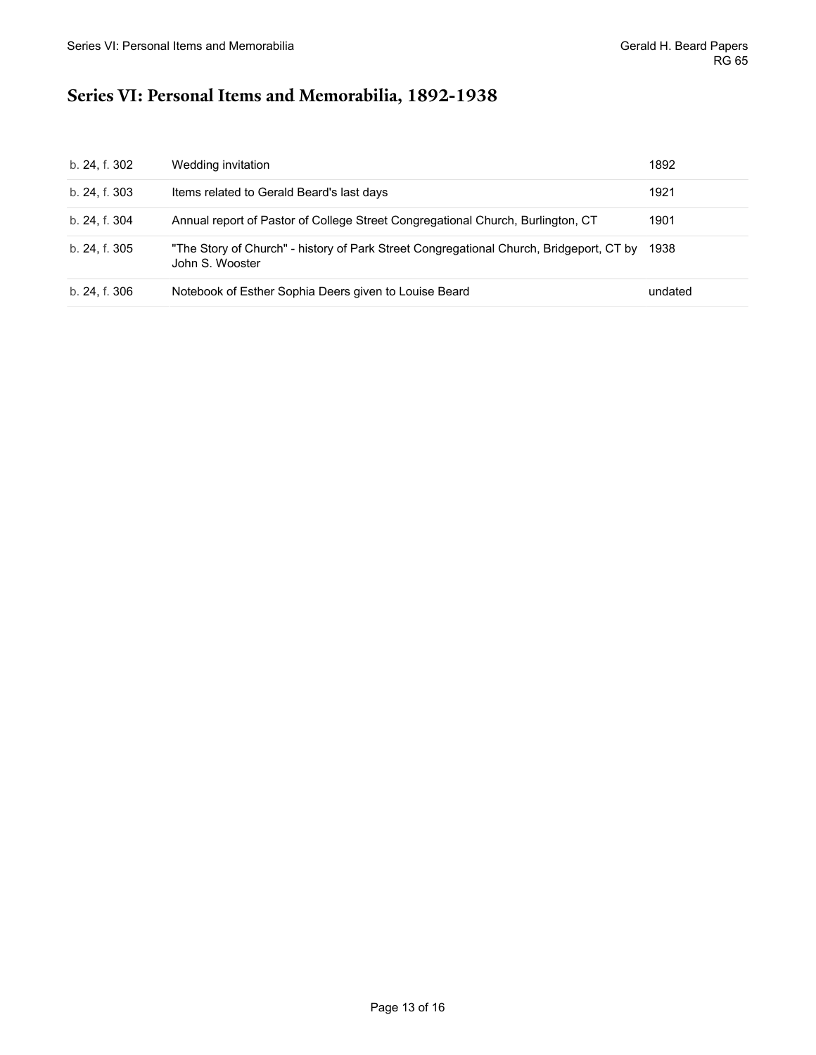## Series VI: Personal Items and Memorabilia, 1892-1938

| | | |
|---|---|---|
| b. 24, f. 302 | Wedding invitation | 1892 |
| b. 24, f. 303 | Items related to Gerald Beard's last days | 1921 |
| b. 24, f. 304 | Annual report of Pastor of College Street Congregational Church, Burlington, CT | 1901 |
| b. 24, f. 305 | "The Story of Church" - history of Park Street Congregational Church, Bridgeport, CT by John S. Wooster | 1938 |
| b. 24, f. 306 | Notebook of Esther Sophia Deers given to Louise Beard | undated |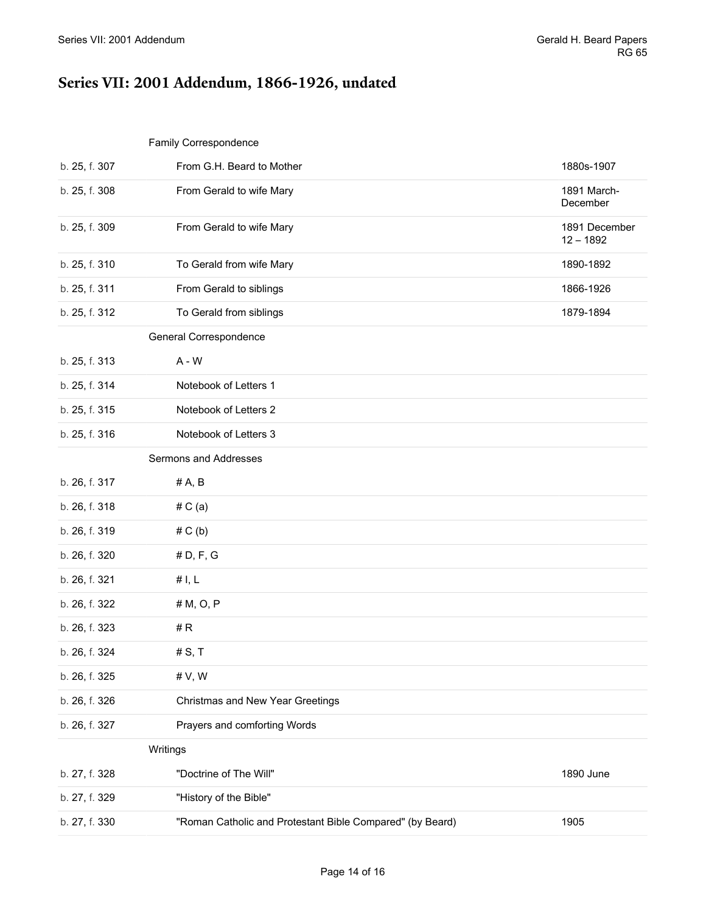## Series VII: 2001 Addendum, 1866-1926, undated

| | | |
|---|---|---|
| | **Family Correspondence** | |
| b. 25, f. 307 | From G.H. Beard to Mother | 1880s-1907 |
| b. 25, f. 308 | From Gerald to wife Mary | 1891 March-December |
| b. 25, f. 309 | From Gerald to wife Mary | 1891 December 12 – 1892 |
| b. 25, f. 310 | To Gerald from wife Mary | 1890-1892 |
| b. 25, f. 311 | From Gerald to siblings | 1866-1926 |
| b. 25, f. 312 | To Gerald from siblings | 1879-1894 |
| | **General Correspondence** | |
| b. 25, f. 313 | A - W | |
| b. 25, f. 314 | Notebook of Letters 1 | |
| b. 25, f. 315 | Notebook of Letters 2 | |
| b. 25, f. 316 | Notebook of Letters 3 | |
| | **Sermons and Addresses** | |
| b. 26, f. 317 | # A, B | |
| b. 26, f. 318 | # C (a) | |
| b. 26, f. 319 | # C (b) | |
| b. 26, f. 320 | # D, F, G | |
| b. 26, f. 321 | # I, L | |
| b. 26, f. 322 | # M, O, P | |
| b. 26, f. 323 | # R | |
| b. 26, f. 324 | # S, T | |
| b. 26, f. 325 | # V, W | |
| b. 26, f. 326 | Christmas and New Year Greetings | |
| b. 26, f. 327 | Prayers and comforting Words | |
| | **Writings** | |
| b. 27, f. 328 | "Doctrine of The Will" | 1890 June |
| b. 27, f. 329 | "History of the Bible" | |
| b. 27, f. 330 | "Roman Catholic and Protestant Bible Compared" (by Beard) | 1905 |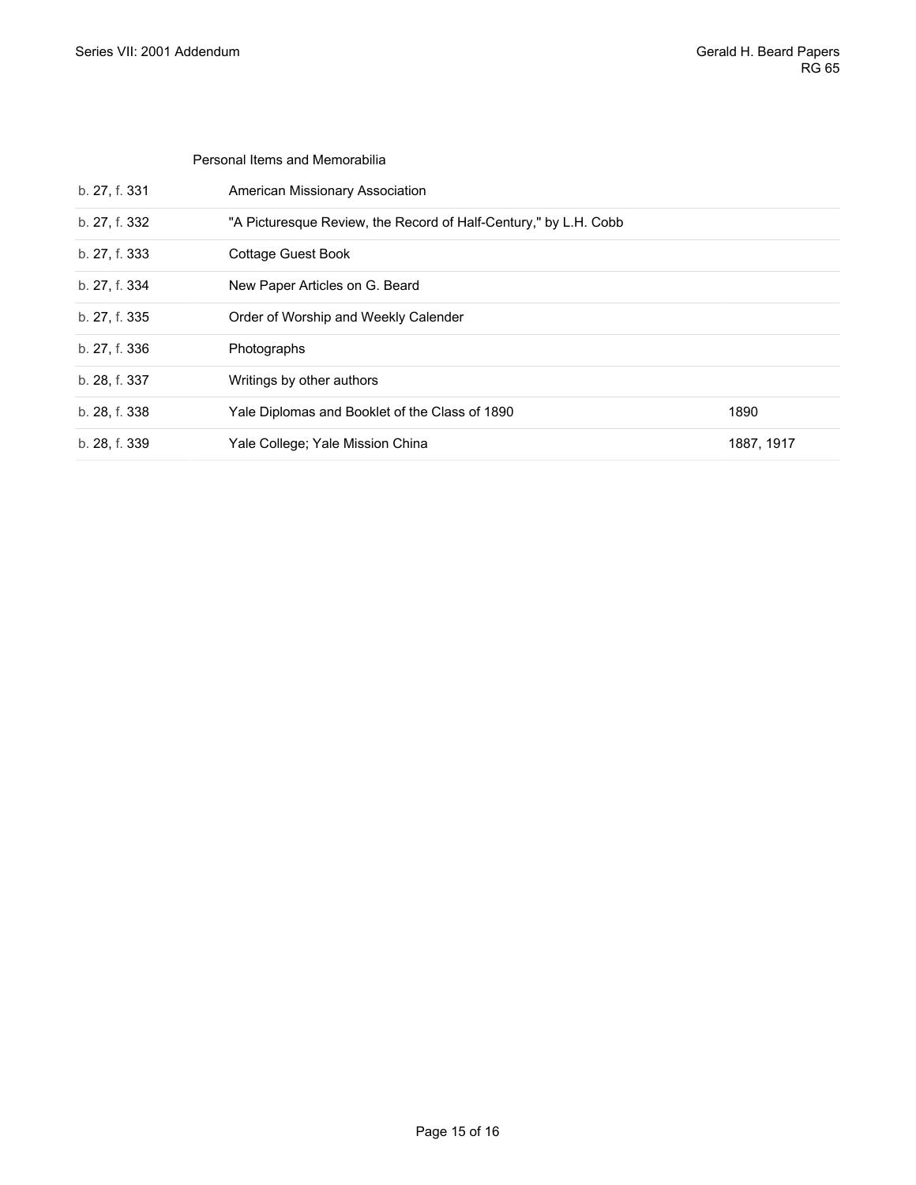Personal Items and Memorabilia

| | | |
|---|---|---|
| b. 27, f. 331 | American Missionary Association | |
| b. 27, f. 332 | "A Picturesque Review, the Record of Half-Century," by L.H. Cobb | |
| b. 27, f. 333 | Cottage Guest Book | |
| b. 27, f. 334 | New Paper Articles on G. Beard | |
| b. 27, f. 335 | Order of Worship and Weekly Calender | |
| b. 27, f. 336 | Photographs | |
| b. 28, f. 337 | Writings by other authors | |
| b. 28, f. 338 | Yale Diplomas and Booklet of the Class of 1890 | 1890 |
| b. 28, f. 339 | Yale College; Yale Mission China | 1887, 1917 |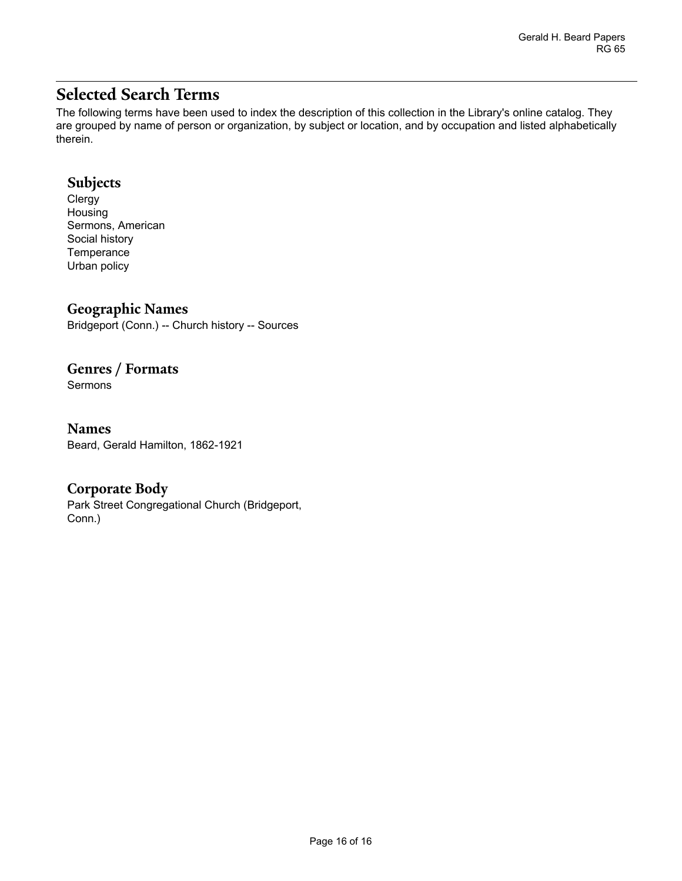## Selected Search Terms

The following terms have been used to index the description of this collection in the Library's online catalog. They are grouped by name of person or organization, by subject or location, and by occupation and listed alphabetically therein.

### Subjects

Clergy
Housing
Sermons, American
Social history
Temperance
Urban policy

### Geographic Names

Bridgeport (Conn.) -- Church history -- Sources

### Genres / Formats

Sermons

### Names

Beard, Gerald Hamilton, 1862-1921

### Corporate Body

Park Street Congregational Church (Bridgeport, Conn.)